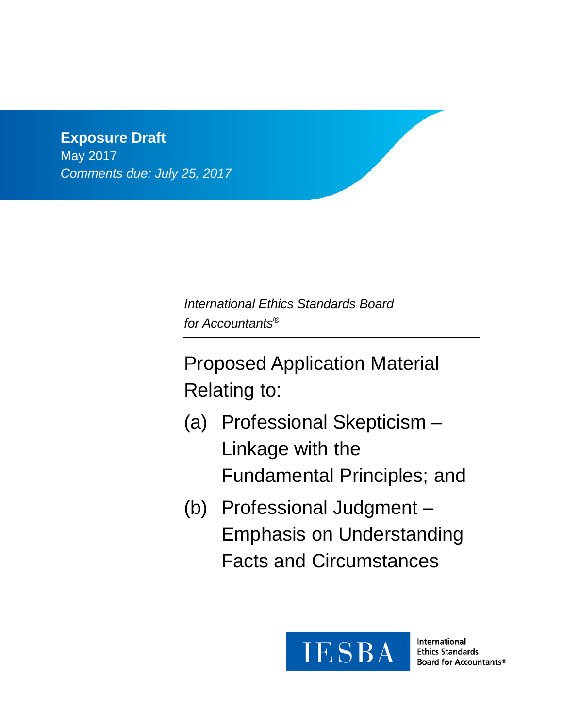**Exposure Draft**
May 2017
*Comments due: July 25, 2017*

*International Ethics Standards Board for Accountants®*

# Proposed Application Material Relating to:

(a) Professional Skepticism – Linkage with the Fundamental Principles; and

(b) Professional Judgment – Emphasis on Understanding Facts and Circumstances

IESBA

International Ethics Standards Board for Accountants®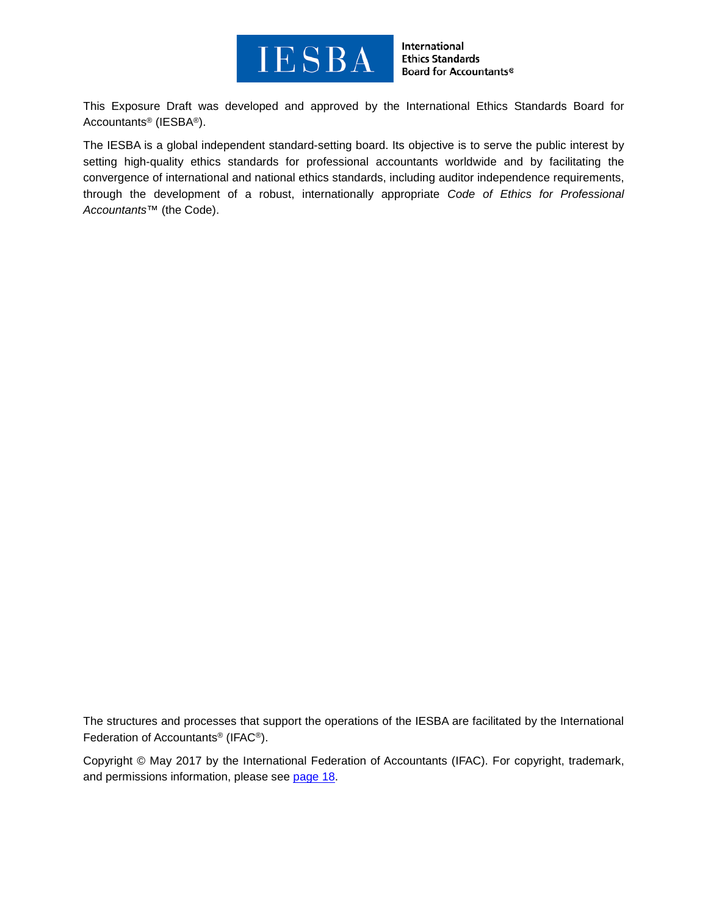IESBA International Ethics Standards Board for Accountants®

This Exposure Draft was developed and approved by the International Ethics Standards Board for Accountants® (IESBA®).

The IESBA is a global independent standard-setting board. Its objective is to serve the public interest by setting high-quality ethics standards for professional accountants worldwide and by facilitating the convergence of international and national ethics standards, including auditor independence requirements, through the development of a robust, internationally appropriate *Code of Ethics for Professional Accountants*™ (the Code).

The structures and processes that support the operations of the IESBA are facilitated by the International Federation of Accountants® (IFAC®).

Copyright © May 2017 by the International Federation of Accountants (IFAC). For copyright, trademark, and permissions information, please see page 18.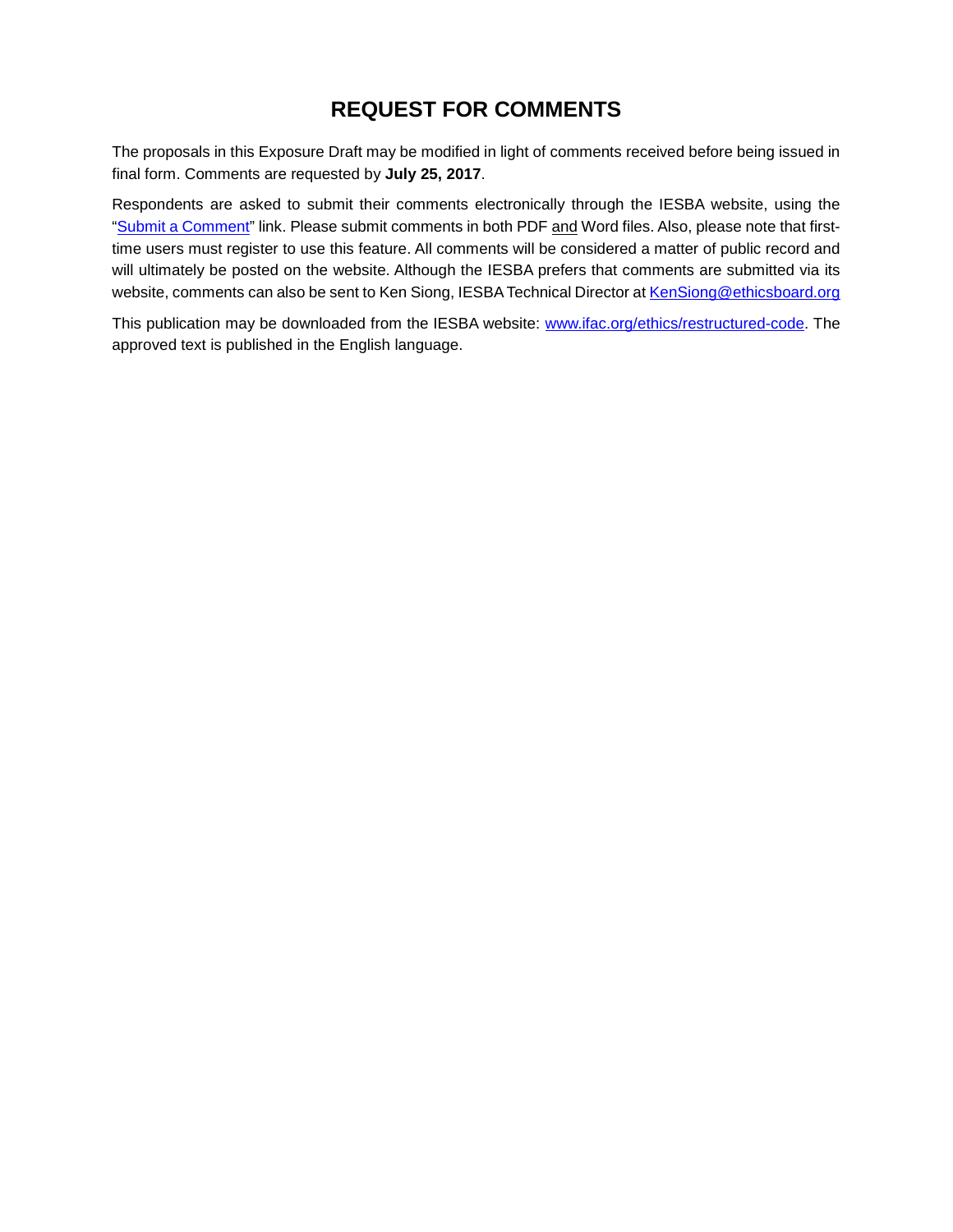# REQUEST FOR COMMENTS

The proposals in this Exposure Draft may be modified in light of comments received before being issued in final form. Comments are requested by **July 25, 2017**.

Respondents are asked to submit their comments electronically through the IESBA website, using the "Submit a Comment" link. Please submit comments in both PDF and Word files. Also, please note that first-time users must register to use this feature. All comments will be considered a matter of public record and will ultimately be posted on the website. Although the IESBA prefers that comments are submitted via its website, comments can also be sent to Ken Siong, IESBA Technical Director at KenSiong@ethicsboard.org

This publication may be downloaded from the IESBA website: www.ifac.org/ethics/restructured-code. The approved text is published in the English language.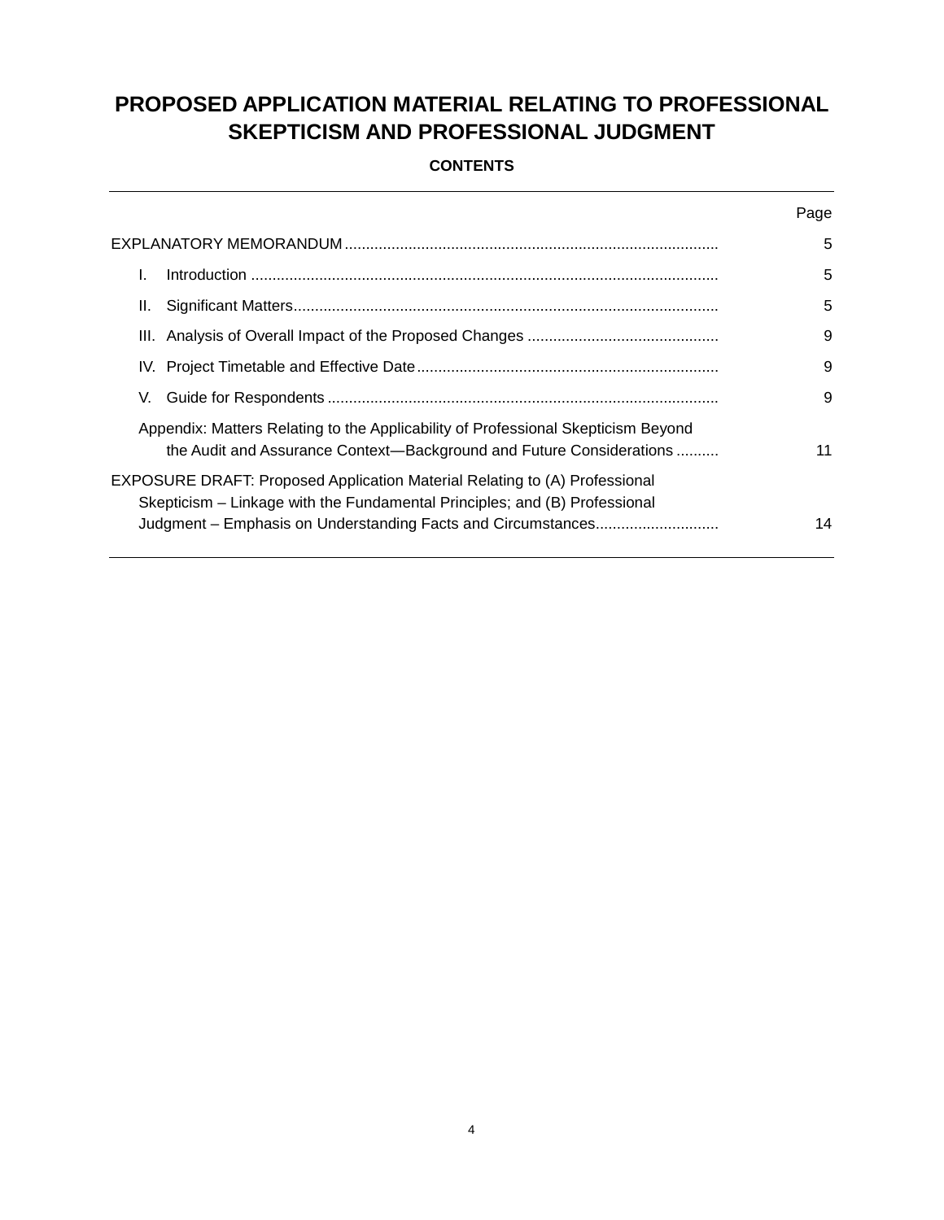# PROPOSED APPLICATION MATERIAL RELATING TO PROFESSIONAL SKEPTICISM AND PROFESSIONAL JUDGMENT

**CONTENTS**

| | Page |
|---|---|
| EXPLANATORY MEMORANDUM | 5 |
| I. Introduction | 5 |
| II. Significant Matters | 5 |
| III. Analysis of Overall Impact of the Proposed Changes | 9 |
| IV. Project Timetable and Effective Date | 9 |
| V. Guide for Respondents | 9 |
| Appendix: Matters Relating to the Applicability of Professional Skepticism Beyond the Audit and Assurance Context—Background and Future Considerations | 11 |
| EXPOSURE DRAFT: Proposed Application Material Relating to (A) Professional Skepticism – Linkage with the Fundamental Principles; and (B) Professional Judgment – Emphasis on Understanding Facts and Circumstances | 14 |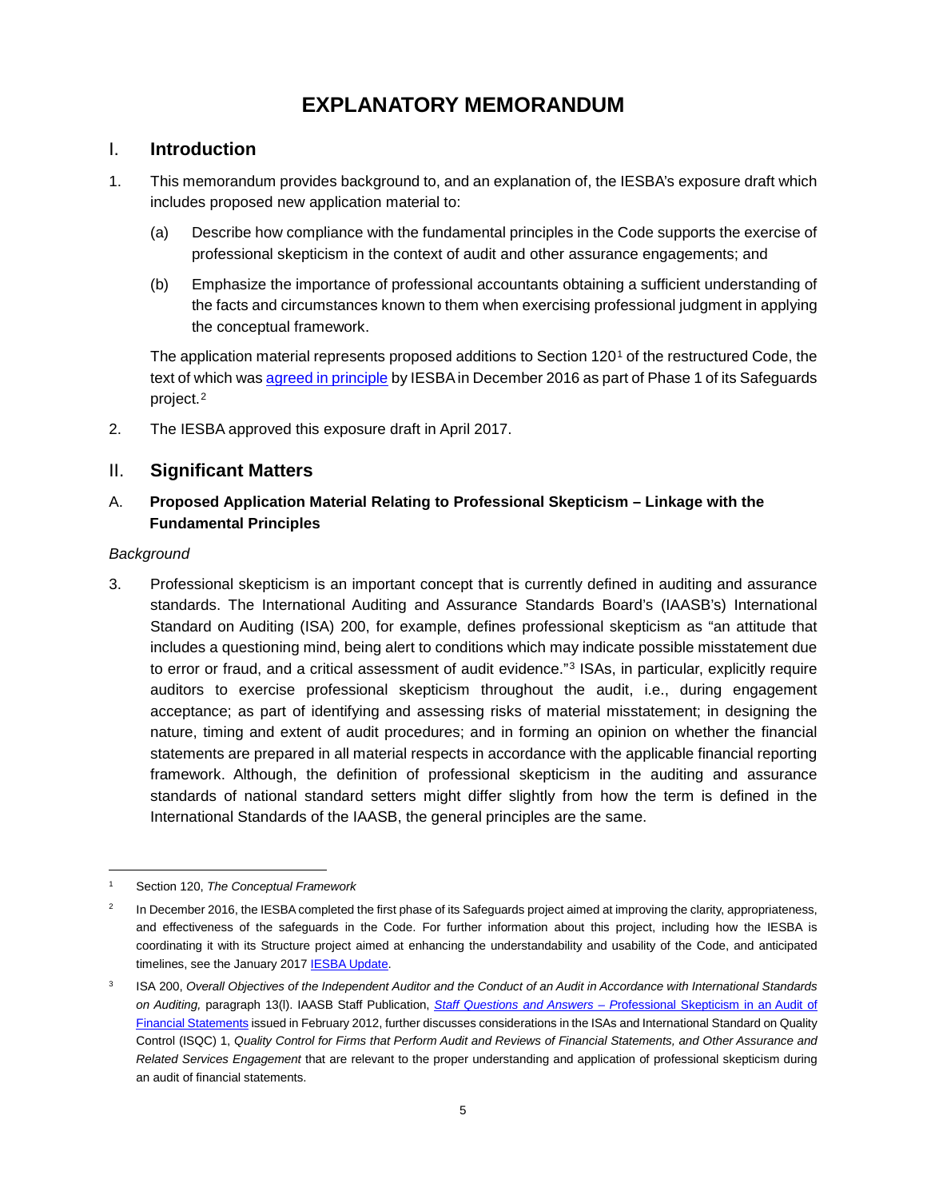# EXPLANATORY MEMORANDUM

## I. Introduction

1. This memorandum provides background to, and an explanation of, the IESBA's exposure draft which includes proposed new application material to:

   (a) Describe how compliance with the fundamental principles in the Code supports the exercise of professional skepticism in the context of audit and other assurance engagements; and

   (b) Emphasize the importance of professional accountants obtaining a sufficient understanding of the facts and circumstances known to them when exercising professional judgment in applying the conceptual framework.

   The application material represents proposed additions to Section 120[1] of the restructured Code, the text of which was agreed in principle by IESBA in December 2016 as part of Phase 1 of its Safeguards project.[2]

2. The IESBA approved this exposure draft in April 2017.

## II. Significant Matters

### A. Proposed Application Material Relating to Professional Skepticism – Linkage with the Fundamental Principles

*Background*

3. Professional skepticism is an important concept that is currently defined in auditing and assurance standards. The International Auditing and Assurance Standards Board's (IAASB's) International Standard on Auditing (ISA) 200, for example, defines professional skepticism as "an attitude that includes a questioning mind, being alert to conditions which may indicate possible misstatement due to error or fraud, and a critical assessment of audit evidence."[3] ISAs, in particular, explicitly require auditors to exercise professional skepticism throughout the audit, i.e., during engagement acceptance; as part of identifying and assessing risks of material misstatement; in designing the nature, timing and extent of audit procedures; and in forming an opinion on whether the financial statements are prepared in all material respects in accordance with the applicable financial reporting framework. Although, the definition of professional skepticism in the auditing and assurance standards of national standard setters might differ slightly from how the term is defined in the International Standards of the IAASB, the general principles are the same.

---

[1] Section 120, *The Conceptual Framework*

[2] In December 2016, the IESBA completed the first phase of its Safeguards project aimed at improving the clarity, appropriateness, and effectiveness of the safeguards in the Code. For further information about this project, including how the IESBA is coordinating it with its Structure project aimed at enhancing the understandability and usability of the Code, and anticipated timelines, see the January 2017 IESBA Update.

[3] ISA 200, *Overall Objectives of the Independent Auditor and the Conduct of an Audit in Accordance with International Standards on Auditing,* paragraph 13(l). IAASB Staff Publication, *Staff Questions and Answers –* Professional Skepticism in an Audit of Financial Statements issued in February 2012, further discusses considerations in the ISAs and International Standard on Quality Control (ISQC) 1, *Quality Control for Firms that Perform Audit and Reviews of Financial Statements, and Other Assurance and Related Services Engagement* that are relevant to the proper understanding and application of professional skepticism during an audit of financial statements.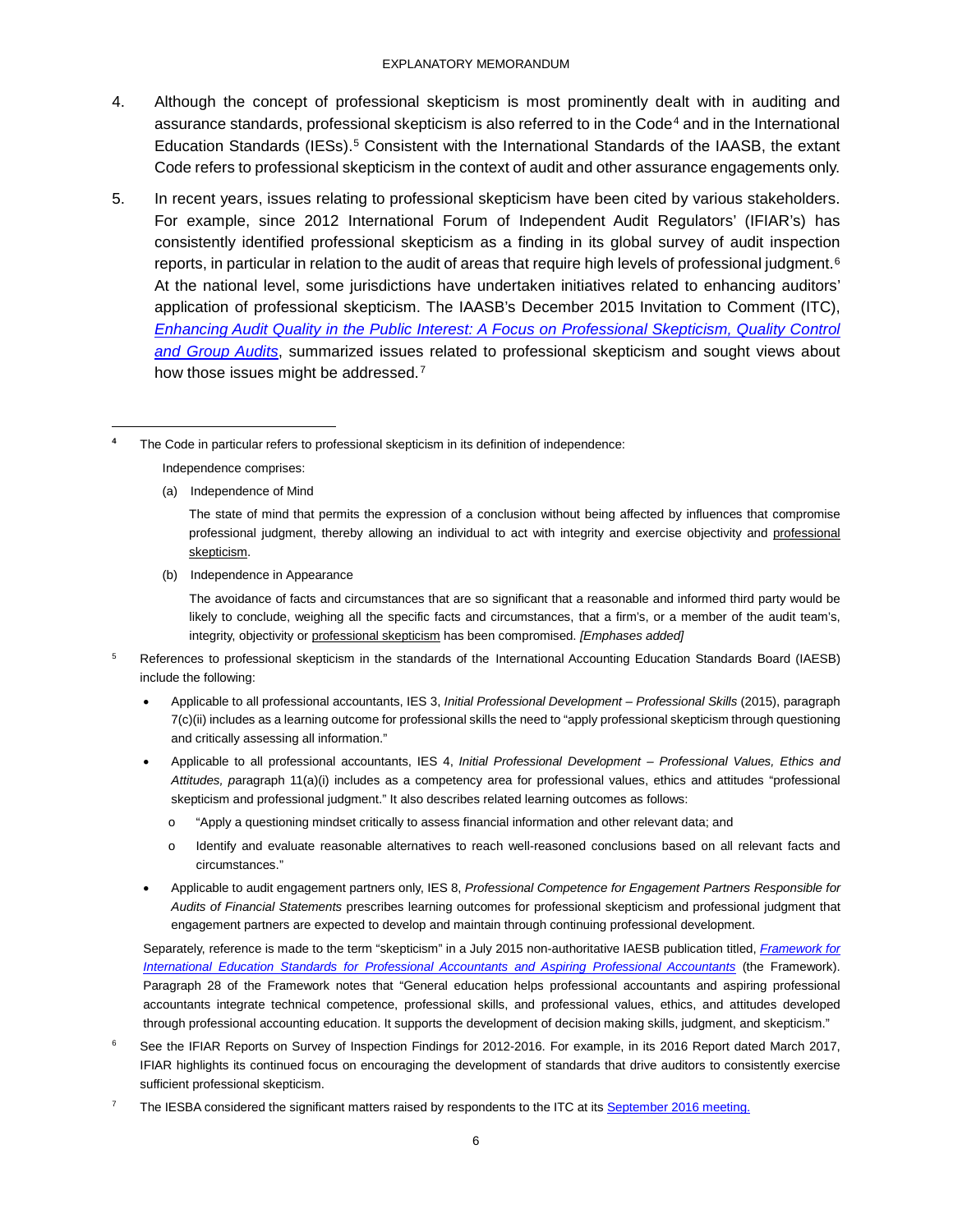4. Although the concept of professional skepticism is most prominently dealt with in auditing and assurance standards, professional skepticism is also referred to in the Code[4] and in the International Education Standards (IESs).[5] Consistent with the International Standards of the IAASB, the extant Code refers to professional skepticism in the context of audit and other assurance engagements only.

5. In recent years, issues relating to professional skepticism have been cited by various stakeholders. For example, since 2012 International Forum of Independent Audit Regulators' (IFIAR's) has consistently identified professional skepticism as a finding in its global survey of audit inspection reports, in particular in relation to the audit of areas that require high levels of professional judgment.[6] At the national level, some jurisdictions have undertaken initiatives related to enhancing auditors' application of professional skepticism. The IAASB's December 2015 Invitation to Comment (ITC), *Enhancing Audit Quality in the Public Interest: A Focus on Professional Skepticism, Quality Control and Group Audits*, summarized issues related to professional skepticism and sought views about how those issues might be addressed.[7]

---

[4] The Code in particular refers to professional skepticism in its definition of independence:

Independence comprises:

(a) Independence of Mind

The state of mind that permits the expression of a conclusion without being affected by influences that compromise professional judgment, thereby allowing an individual to act with integrity and exercise objectivity and professional skepticism.

(b) Independence in Appearance

The avoidance of facts and circumstances that are so significant that a reasonable and informed third party would be likely to conclude, weighing all the specific facts and circumstances, that a firm's, or a member of the audit team's, integrity, objectivity or professional skepticism has been compromised. *[Emphases added]*

[5] References to professional skepticism in the standards of the International Accounting Education Standards Board (IAESB) include the following:

- Applicable to all professional accountants, IES 3, *Initial Professional Development – Professional Skills* (2015), paragraph 7(c)(ii) includes as a learning outcome for professional skills the need to "apply professional skepticism through questioning and critically assessing all information."
- Applicable to all professional accountants, IES 4, *Initial Professional Development – Professional Values, Ethics and Attitudes,* paragraph 11(a)(i) includes as a competency area for professional values, ethics and attitudes "professional skepticism and professional judgment." It also describes related learning outcomes as follows:
  - o "Apply a questioning mindset critically to assess financial information and other relevant data; and
  - o Identify and evaluate reasonable alternatives to reach well-reasoned conclusions based on all relevant facts and circumstances."
- Applicable to audit engagement partners only, IES 8, *Professional Competence for Engagement Partners Responsible for Audits of Financial Statements* prescribes learning outcomes for professional skepticism and professional judgment that engagement partners are expected to develop and maintain through continuing professional development.

Separately, reference is made to the term "skepticism" in a July 2015 non-authoritative IAESB publication titled, *Framework for International Education Standards for Professional Accountants and Aspiring Professional Accountants* (the Framework). Paragraph 28 of the Framework notes that "General education helps professional accountants and aspiring professional accountants integrate technical competence, professional skills, and professional values, ethics, and attitudes developed through professional accounting education. It supports the development of decision making skills, judgment, and skepticism."

[6] See the IFIAR Reports on Survey of Inspection Findings for 2012-2016. For example, in its 2016 Report dated March 2017, IFIAR highlights its continued focus on encouraging the development of standards that drive auditors to consistently exercise sufficient professional skepticism.

[7] The IESBA considered the significant matters raised by respondents to the ITC at its September 2016 meeting.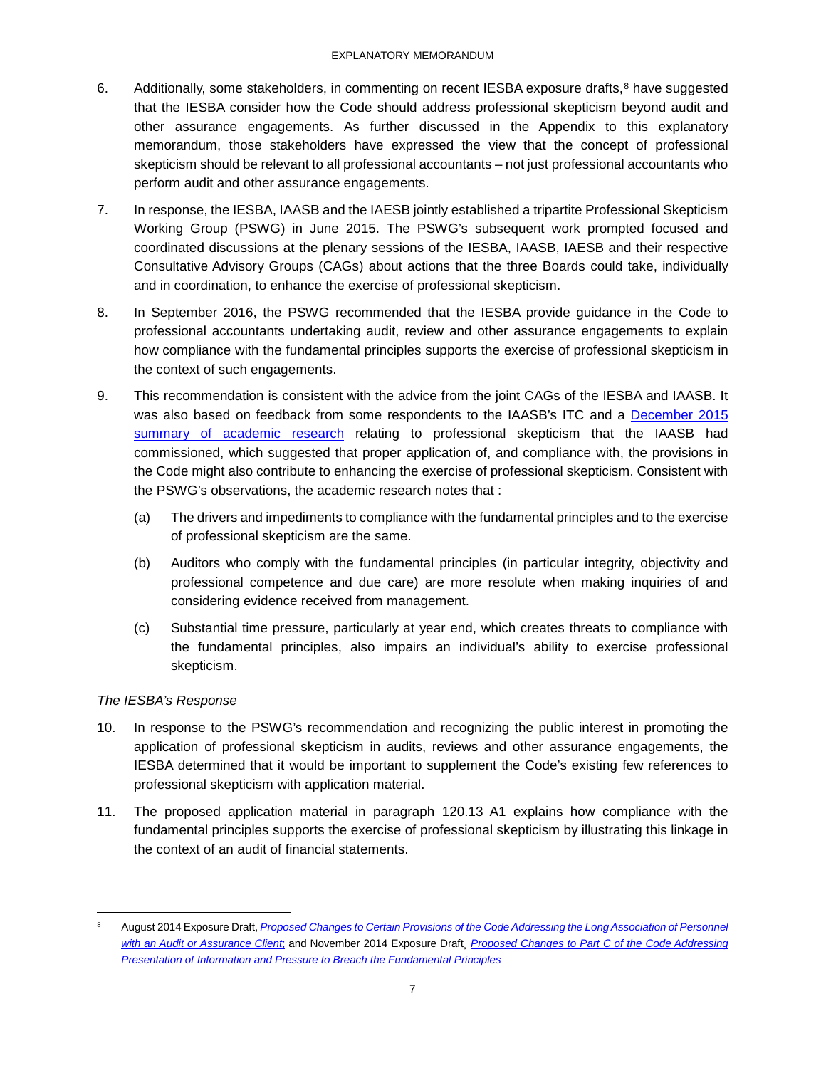6. Additionally, some stakeholders, in commenting on recent IESBA exposure drafts,[8] have suggested that the IESBA consider how the Code should address professional skepticism beyond audit and other assurance engagements. As further discussed in the Appendix to this explanatory memorandum, those stakeholders have expressed the view that the concept of professional skepticism should be relevant to all professional accountants – not just professional accountants who perform audit and other assurance engagements.

7. In response, the IESBA, IAASB and the IAESB jointly established a tripartite Professional Skepticism Working Group (PSWG) in June 2015. The PSWG's subsequent work prompted focused and coordinated discussions at the plenary sessions of the IESBA, IAASB, IAESB and their respective Consultative Advisory Groups (CAGs) about actions that the three Boards could take, individually and in coordination, to enhance the exercise of professional skepticism.

8. In September 2016, the PSWG recommended that the IESBA provide guidance in the Code to professional accountants undertaking audit, review and other assurance engagements to explain how compliance with the fundamental principles supports the exercise of professional skepticism in the context of such engagements.

9. This recommendation is consistent with the advice from the joint CAGs of the IESBA and IAASB. It was also based on feedback from some respondents to the IAASB's ITC and a December 2015 summary of academic research relating to professional skepticism that the IAASB had commissioned, which suggested that proper application of, and compliance with, the provisions in the Code might also contribute to enhancing the exercise of professional skepticism. Consistent with the PSWG's observations, the academic research notes that :

   (a) The drivers and impediments to compliance with the fundamental principles and to the exercise of professional skepticism are the same.

   (b) Auditors who comply with the fundamental principles (in particular integrity, objectivity and professional competence and due care) are more resolute when making inquiries of and considering evidence received from management.

   (c) Substantial time pressure, particularly at year end, which creates threats to compliance with the fundamental principles, also impairs an individual's ability to exercise professional skepticism.

*The IESBA's Response*

10. In response to the PSWG's recommendation and recognizing the public interest in promoting the application of professional skepticism in audits, reviews and other assurance engagements, the IESBA determined that it would be important to supplement the Code's existing few references to professional skepticism with application material.

11. The proposed application material in paragraph 120.13 A1 explains how compliance with the fundamental principles supports the exercise of professional skepticism by illustrating this linkage in the context of an audit of financial statements.

---

[8] August 2014 Exposure Draft, *Proposed Changes to Certain Provisions of the Code Addressing the Long Association of Personnel with an Audit or Assurance Client;* and November 2014 Exposure Draft, *Proposed Changes to Part C of the Code Addressing Presentation of Information and Pressure to Breach the Fundamental Principles*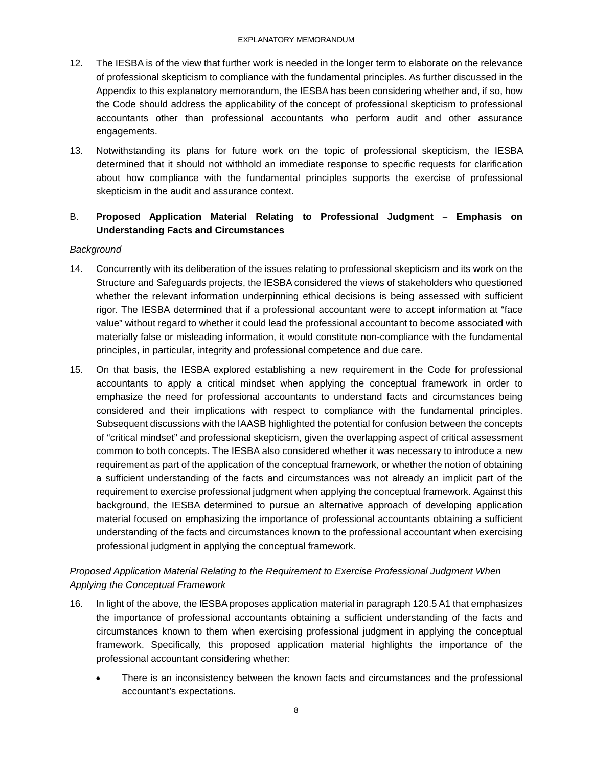12. The IESBA is of the view that further work is needed in the longer term to elaborate on the relevance of professional skepticism to compliance with the fundamental principles. As further discussed in the Appendix to this explanatory memorandum, the IESBA has been considering whether and, if so, how the Code should address the applicability of the concept of professional skepticism to professional accountants other than professional accountants who perform audit and other assurance engagements.

13. Notwithstanding its plans for future work on the topic of professional skepticism, the IESBA determined that it should not withhold an immediate response to specific requests for clarification about how compliance with the fundamental principles supports the exercise of professional skepticism in the audit and assurance context.

## B. Proposed Application Material Relating to Professional Judgment – Emphasis on Understanding Facts and Circumstances

*Background*

14. Concurrently with its deliberation of the issues relating to professional skepticism and its work on the Structure and Safeguards projects, the IESBA considered the views of stakeholders who questioned whether the relevant information underpinning ethical decisions is being assessed with sufficient rigor. The IESBA determined that if a professional accountant were to accept information at "face value" without regard to whether it could lead the professional accountant to become associated with materially false or misleading information, it would constitute non-compliance with the fundamental principles, in particular, integrity and professional competence and due care.

15. On that basis, the IESBA explored establishing a new requirement in the Code for professional accountants to apply a critical mindset when applying the conceptual framework in order to emphasize the need for professional accountants to understand facts and circumstances being considered and their implications with respect to compliance with the fundamental principles. Subsequent discussions with the IAASB highlighted the potential for confusion between the concepts of "critical mindset" and professional skepticism, given the overlapping aspect of critical assessment common to both concepts. The IESBA also considered whether it was necessary to introduce a new requirement as part of the application of the conceptual framework, or whether the notion of obtaining a sufficient understanding of the facts and circumstances was not already an implicit part of the requirement to exercise professional judgment when applying the conceptual framework. Against this background, the IESBA determined to pursue an alternative approach of developing application material focused on emphasizing the importance of professional accountants obtaining a sufficient understanding of the facts and circumstances known to the professional accountant when exercising professional judgment in applying the conceptual framework.

*Proposed Application Material Relating to the Requirement to Exercise Professional Judgment When Applying the Conceptual Framework*

16. In light of the above, the IESBA proposes application material in paragraph 120.5 A1 that emphasizes the importance of professional accountants obtaining a sufficient understanding of the facts and circumstances known to them when exercising professional judgment in applying the conceptual framework. Specifically, this proposed application material highlights the importance of the professional accountant considering whether:

    - There is an inconsistency between the known facts and circumstances and the professional accountant's expectations.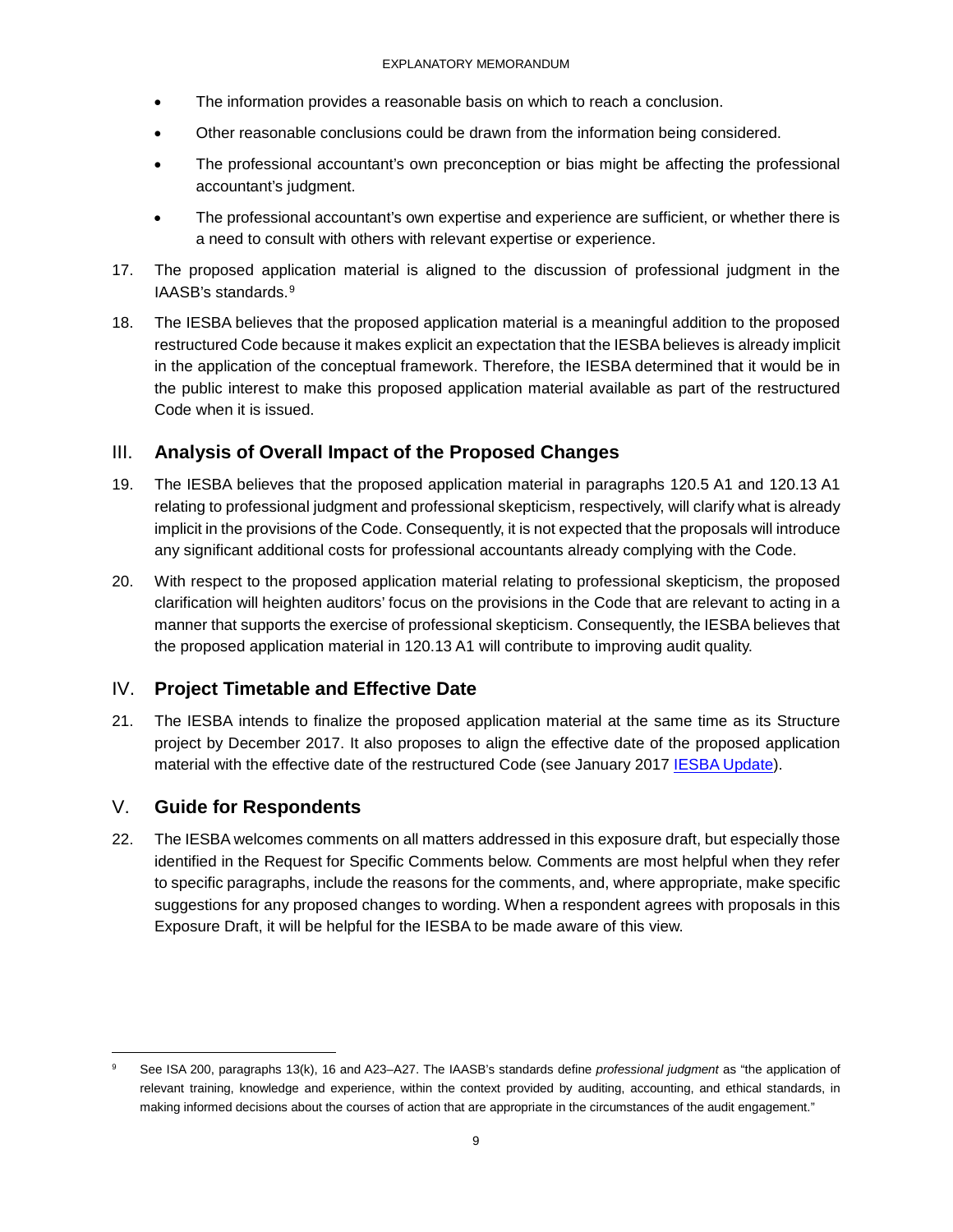- The information provides a reasonable basis on which to reach a conclusion.
- Other reasonable conclusions could be drawn from the information being considered.
- The professional accountant's own preconception or bias might be affecting the professional accountant's judgment.
- The professional accountant's own expertise and experience are sufficient, or whether there is a need to consult with others with relevant expertise or experience.

17. The proposed application material is aligned to the discussion of professional judgment in the IAASB's standards.[9]

18. The IESBA believes that the proposed application material is a meaningful addition to the proposed restructured Code because it makes explicit an expectation that the IESBA believes is already implicit in the application of the conceptual framework. Therefore, the IESBA determined that it would be in the public interest to make this proposed application material available as part of the restructured Code when it is issued.

## III. Analysis of Overall Impact of the Proposed Changes

19. The IESBA believes that the proposed application material in paragraphs 120.5 A1 and 120.13 A1 relating to professional judgment and professional skepticism, respectively, will clarify what is already implicit in the provisions of the Code. Consequently, it is not expected that the proposals will introduce any significant additional costs for professional accountants already complying with the Code.

20. With respect to the proposed application material relating to professional skepticism, the proposed clarification will heighten auditors' focus on the provisions in the Code that are relevant to acting in a manner that supports the exercise of professional skepticism. Consequently, the IESBA believes that the proposed application material in 120.13 A1 will contribute to improving audit quality.

## IV. Project Timetable and Effective Date

21. The IESBA intends to finalize the proposed application material at the same time as its Structure project by December 2017. It also proposes to align the effective date of the proposed application material with the effective date of the restructured Code (see January 2017 IESBA Update).

## V. Guide for Respondents

22. The IESBA welcomes comments on all matters addressed in this exposure draft, but especially those identified in the Request for Specific Comments below. Comments are most helpful when they refer to specific paragraphs, include the reasons for the comments, and, where appropriate, make specific suggestions for any proposed changes to wording. When a respondent agrees with proposals in this Exposure Draft, it will be helpful for the IESBA to be made aware of this view.

---

[9] See ISA 200, paragraphs 13(k), 16 and A23–A27. The IAASB's standards define *professional judgment* as "the application of relevant training, knowledge and experience, within the context provided by auditing, accounting, and ethical standards, in making informed decisions about the courses of action that are appropriate in the circumstances of the audit engagement."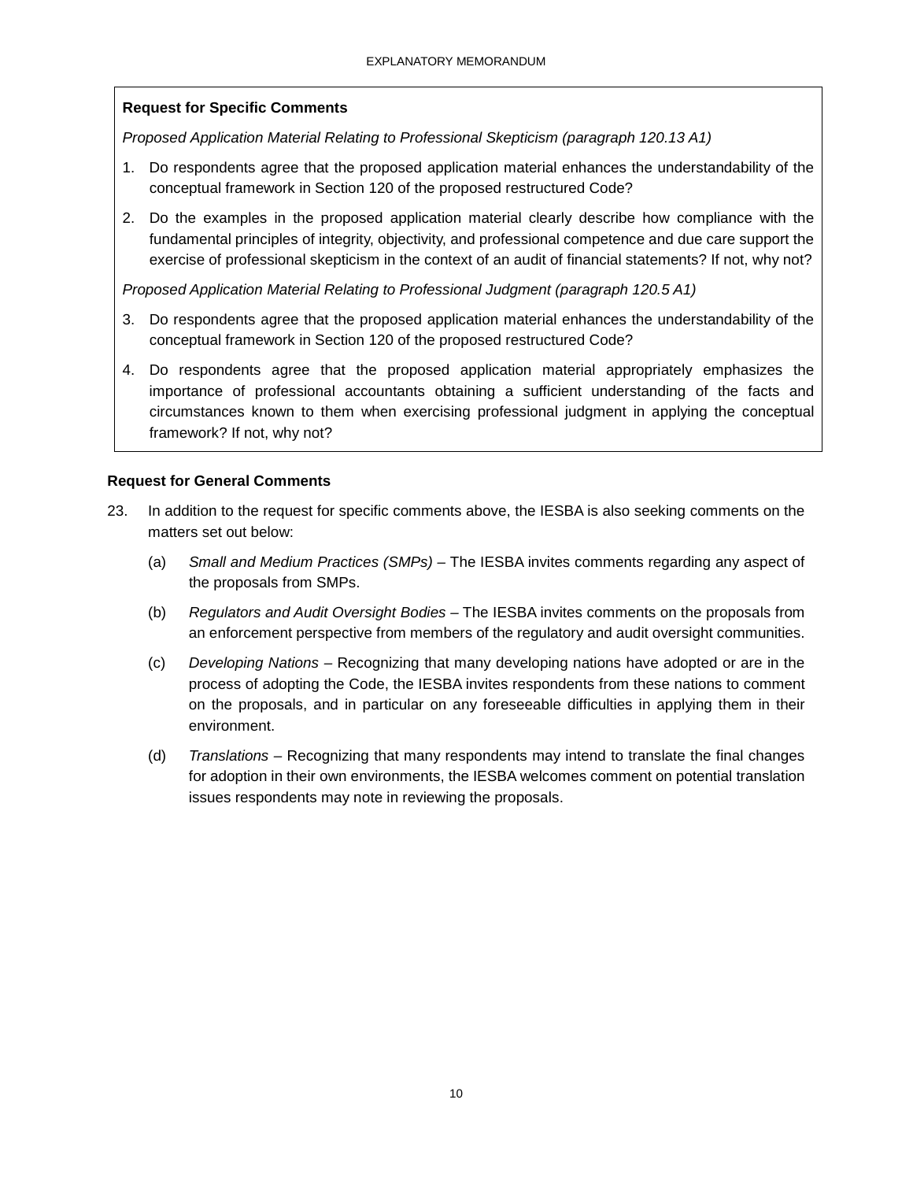**Request for Specific Comments**

*Proposed Application Material Relating to Professional Skepticism (paragraph 120.13 A1)*

1. Do respondents agree that the proposed application material enhances the understandability of the conceptual framework in Section 120 of the proposed restructured Code?
2. Do the examples in the proposed application material clearly describe how compliance with the fundamental principles of integrity, objectivity, and professional competence and due care support the exercise of professional skepticism in the context of an audit of financial statements? If not, why not?

*Proposed Application Material Relating to Professional Judgment (paragraph 120.5 A1)*

3. Do respondents agree that the proposed application material enhances the understandability of the conceptual framework in Section 120 of the proposed restructured Code?
4. Do respondents agree that the proposed application material appropriately emphasizes the importance of professional accountants obtaining a sufficient understanding of the facts and circumstances known to them when exercising professional judgment in applying the conceptual framework? If not, why not?

**Request for General Comments**

23. In addition to the request for specific comments above, the IESBA is also seeking comments on the matters set out below:

    (a) *Small and Medium Practices (SMPs)* – The IESBA invites comments regarding any aspect of the proposals from SMPs.

    (b) *Regulators and Audit Oversight Bodies* – The IESBA invites comments on the proposals from an enforcement perspective from members of the regulatory and audit oversight communities.

    (c) *Developing Nations* – Recognizing that many developing nations have adopted or are in the process of adopting the Code, the IESBA invites respondents from these nations to comment on the proposals, and in particular on any foreseeable difficulties in applying them in their environment.

    (d) *Translations* – Recognizing that many respondents may intend to translate the final changes for adoption in their own environments, the IESBA welcomes comment on potential translation issues respondents may note in reviewing the proposals.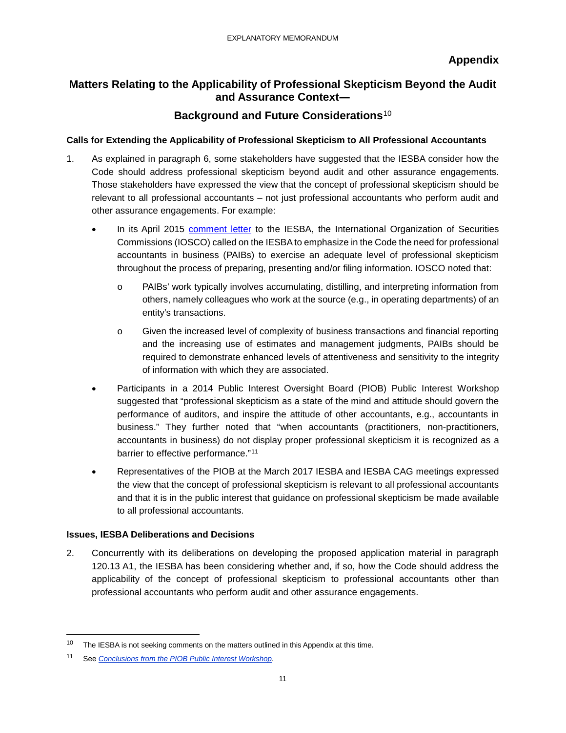## Appendix

## Matters Relating to the Applicability of Professional Skepticism Beyond the Audit and Assurance Context—

## Background and Future Considerations[10]

### Calls for Extending the Applicability of Professional Skepticism to All Professional Accountants

1. As explained in paragraph 6, some stakeholders have suggested that the IESBA consider how the Code should address professional skepticism beyond audit and other assurance engagements. Those stakeholders have expressed the view that the concept of professional skepticism should be relevant to all professional accountants – not just professional accountants who perform audit and other assurance engagements. For example:

   - In its April 2015 comment letter to the IESBA, the International Organization of Securities Commissions (IOSCO) called on the IESBA to emphasize in the Code the need for professional accountants in business (PAIBs) to exercise an adequate level of professional skepticism throughout the process of preparing, presenting and/or filing information. IOSCO noted that:
     - PAIBs' work typically involves accumulating, distilling, and interpreting information from others, namely colleagues who work at the source (e.g., in operating departments) of an entity's transactions.
     - Given the increased level of complexity of business transactions and financial reporting and the increasing use of estimates and management judgments, PAIBs should be required to demonstrate enhanced levels of attentiveness and sensitivity to the integrity of information with which they are associated.
   - Participants in a 2014 Public Interest Oversight Board (PIOB) Public Interest Workshop suggested that "professional skepticism as a state of the mind and attitude should govern the performance of auditors, and inspire the attitude of other accountants, e.g., accountants in business." They further noted that "when accountants (practitioners, non-practitioners, accountants in business) do not display proper professional skepticism it is recognized as a barrier to effective performance."[11]
   - Representatives of the PIOB at the March 2017 IESBA and IESBA CAG meetings expressed the view that the concept of professional skepticism is relevant to all professional accountants and that it is in the public interest that guidance on professional skepticism be made available to all professional accountants.

### Issues, IESBA Deliberations and Decisions

2. Concurrently with its deliberations on developing the proposed application material in paragraph 120.13 A1, the IESBA has been considering whether and, if so, how the Code should address the applicability of the concept of professional skepticism to professional accountants other than professional accountants who perform audit and other assurance engagements.

---

[10] The IESBA is not seeking comments on the matters outlined in this Appendix at this time.

[11] See *Conclusions from the PIOB Public Interest Workshop*.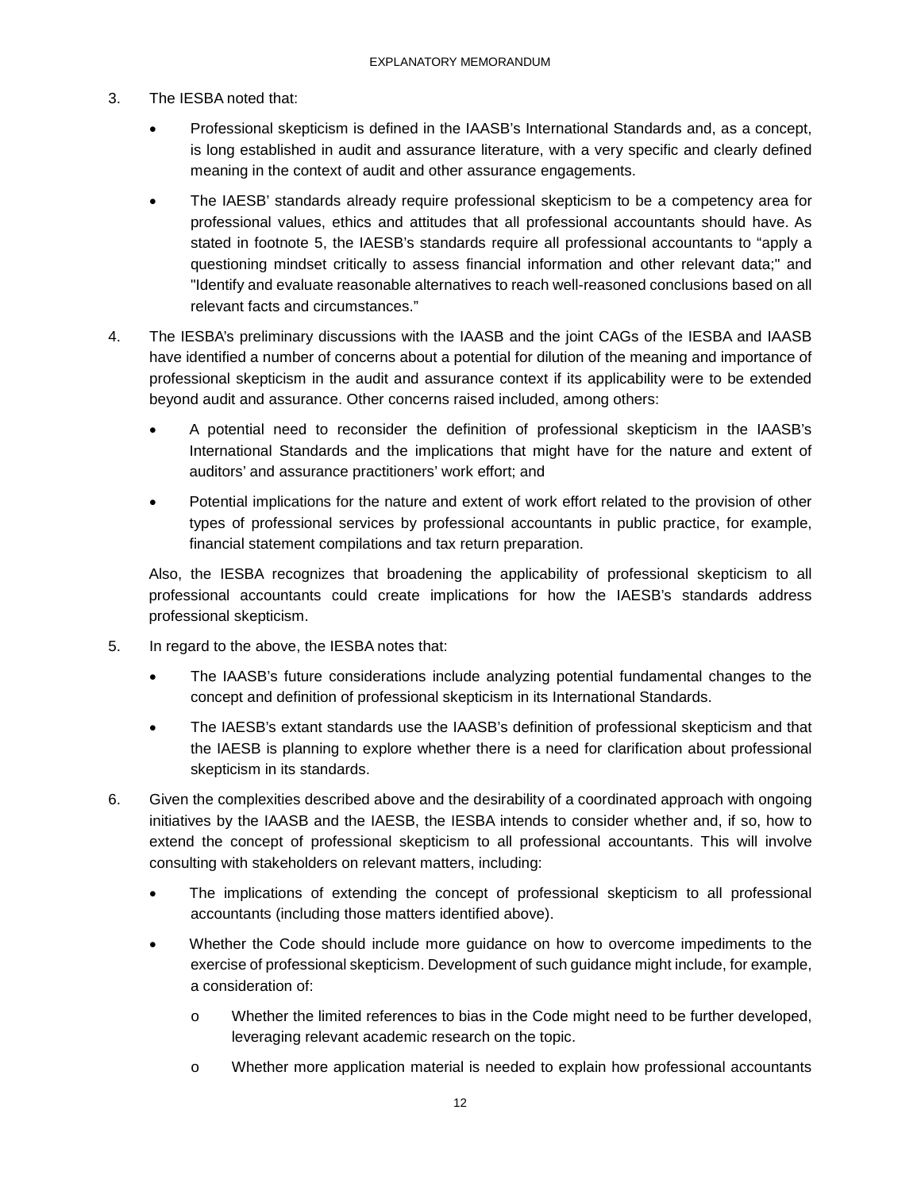3. The IESBA noted that:

    - Professional skepticism is defined in the IAASB's International Standards and, as a concept, is long established in audit and assurance literature, with a very specific and clearly defined meaning in the context of audit and other assurance engagements.
    - The IAESB' standards already require professional skepticism to be a competency area for professional values, ethics and attitudes that all professional accountants should have. As stated in footnote 5, the IAESB's standards require all professional accountants to "apply a questioning mindset critically to assess financial information and other relevant data;" and "Identify and evaluate reasonable alternatives to reach well-reasoned conclusions based on all relevant facts and circumstances."

4. The IESBA's preliminary discussions with the IAASB and the joint CAGs of the IESBA and IAASB have identified a number of concerns about a potential for dilution of the meaning and importance of professional skepticism in the audit and assurance context if its applicability were to be extended beyond audit and assurance. Other concerns raised included, among others:

    - A potential need to reconsider the definition of professional skepticism in the IAASB's International Standards and the implications that might have for the nature and extent of auditors' and assurance practitioners' work effort; and
    - Potential implications for the nature and extent of work effort related to the provision of other types of professional services by professional accountants in public practice, for example, financial statement compilations and tax return preparation.

    Also, the IESBA recognizes that broadening the applicability of professional skepticism to all professional accountants could create implications for how the IAESB's standards address professional skepticism.

5. In regard to the above, the IESBA notes that:

    - The IAASB's future considerations include analyzing potential fundamental changes to the concept and definition of professional skepticism in its International Standards.
    - The IAESB's extant standards use the IAASB's definition of professional skepticism and that the IAESB is planning to explore whether there is a need for clarification about professional skepticism in its standards.

6. Given the complexities described above and the desirability of a coordinated approach with ongoing initiatives by the IAASB and the IAESB, the IESBA intends to consider whether and, if so, how to extend the concept of professional skepticism to all professional accountants. This will involve consulting with stakeholders on relevant matters, including:

    - The implications of extending the concept of professional skepticism to all professional accountants (including those matters identified above).
    - Whether the Code should include more guidance on how to overcome impediments to the exercise of professional skepticism. Development of such guidance might include, for example, a consideration of:
        - Whether the limited references to bias in the Code might need to be further developed, leveraging relevant academic research on the topic.
        - Whether more application material is needed to explain how professional accountants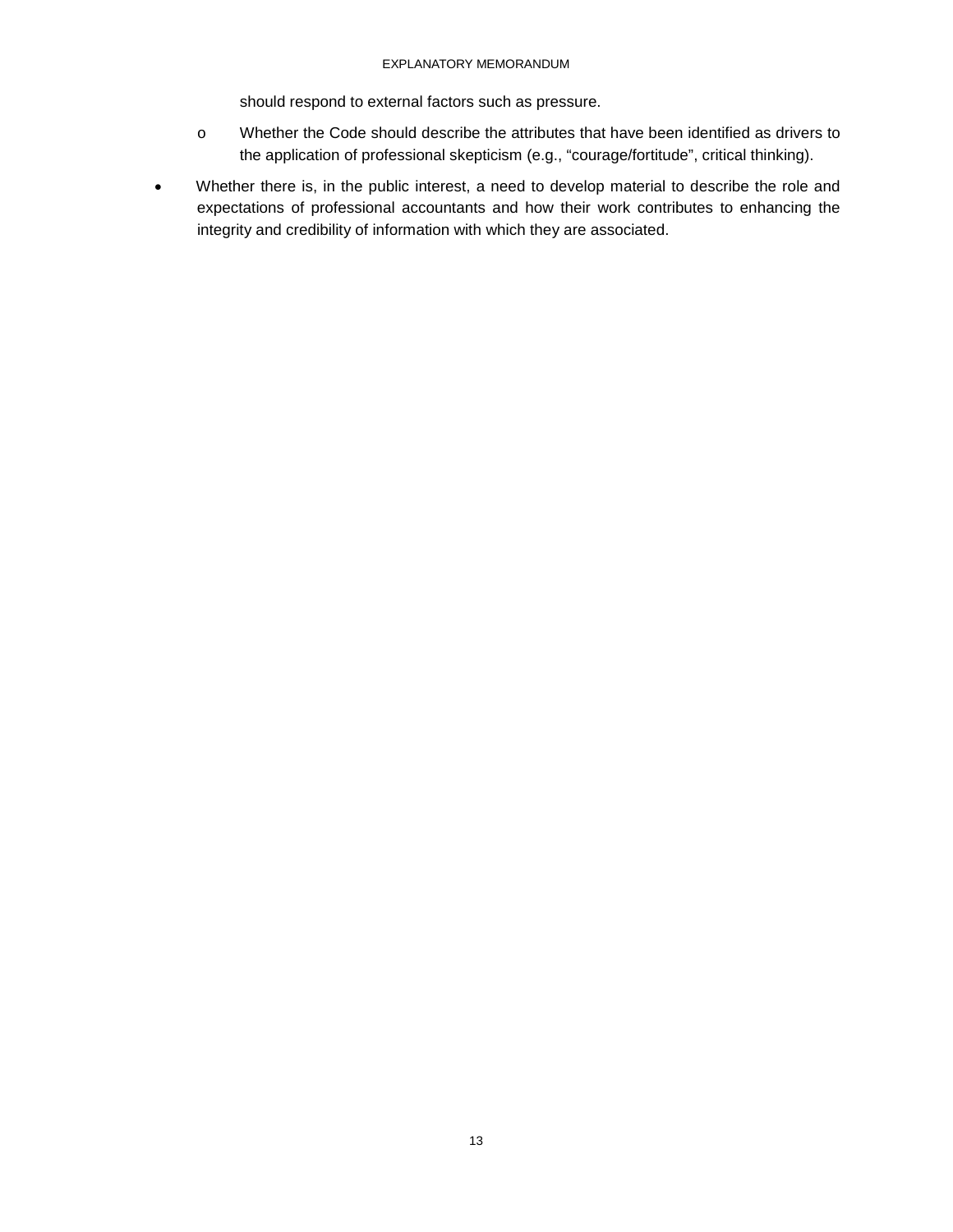should respond to external factors such as pressure.

  - o Whether the Code should describe the attributes that have been identified as drivers to the application of professional skepticism (e.g., "courage/fortitude", critical thinking).

- Whether there is, in the public interest, a need to develop material to describe the role and expectations of professional accountants and how their work contributes to enhancing the integrity and credibility of information with which they are associated.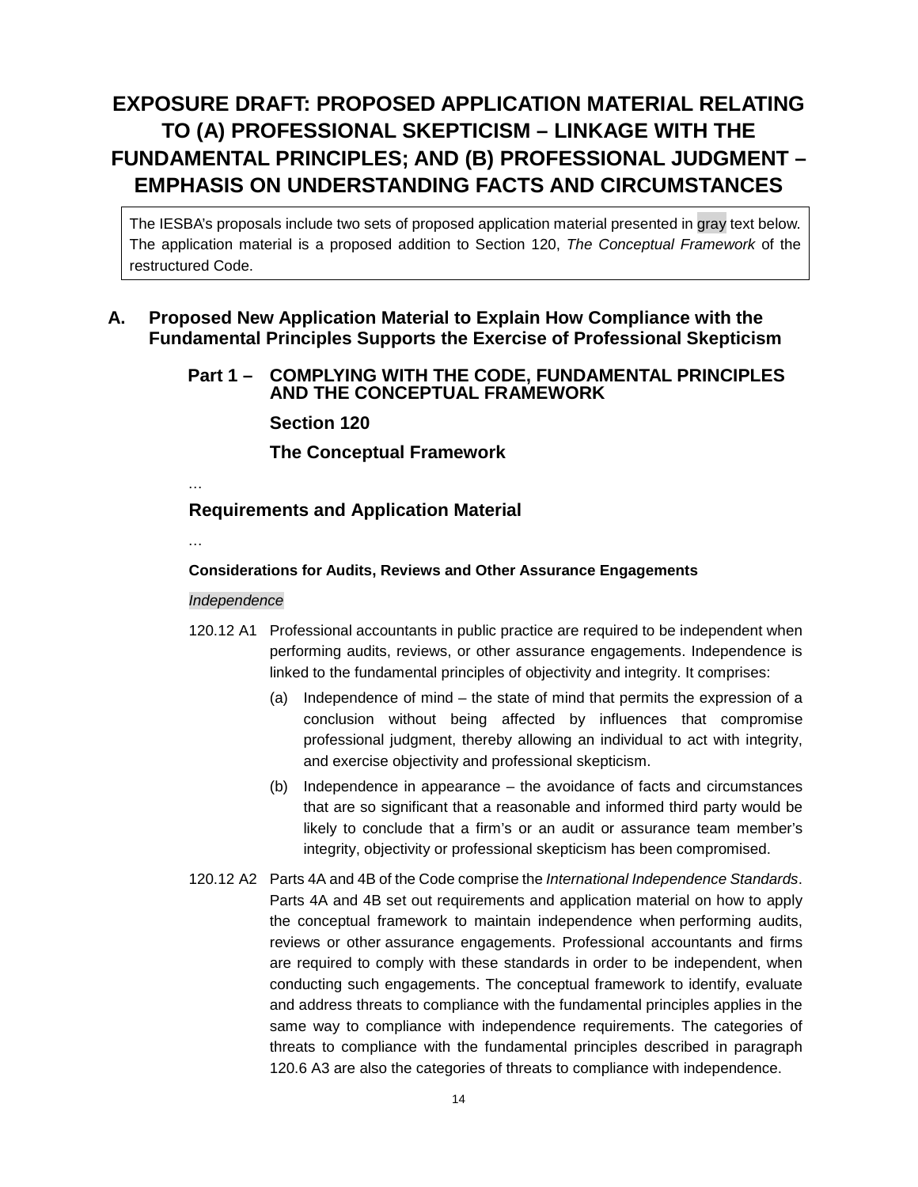# EXPOSURE DRAFT: PROPOSED APPLICATION MATERIAL RELATING TO (A) PROFESSIONAL SKEPTICISM – LINKAGE WITH THE FUNDAMENTAL PRINCIPLES; AND (B) PROFESSIONAL JUDGMENT – EMPHASIS ON UNDERSTANDING FACTS AND CIRCUMSTANCES

> The IESBA's proposals include two sets of proposed application material presented in gray text below. The application material is a proposed addition to Section 120, *The Conceptual Framework* of the restructured Code.

## A. Proposed New Application Material to Explain How Compliance with the Fundamental Principles Supports the Exercise of Professional Skepticism

### Part 1 – COMPLYING WITH THE CODE, FUNDAMENTAL PRINCIPLES AND THE CONCEPTUAL FRAMEWORK

### Section 120

### The Conceptual Framework

…

### Requirements and Application Material

…

**Considerations for Audits, Reviews and Other Assurance Engagements**

*Independence*

120.12 A1 Professional accountants in public practice are required to be independent when performing audits, reviews, or other assurance engagements. Independence is linked to the fundamental principles of objectivity and integrity. It comprises:

(a) Independence of mind – the state of mind that permits the expression of a conclusion without being affected by influences that compromise professional judgment, thereby allowing an individual to act with integrity, and exercise objectivity and professional skepticism.

(b) Independence in appearance – the avoidance of facts and circumstances that are so significant that a reasonable and informed third party would be likely to conclude that a firm's or an audit or assurance team member's integrity, objectivity or professional skepticism has been compromised.

120.12 A2 Parts 4A and 4B of the Code comprise the *International Independence Standards*. Parts 4A and 4B set out requirements and application material on how to apply the conceptual framework to maintain independence when performing audits, reviews or other assurance engagements. Professional accountants and firms are required to comply with these standards in order to be independent, when conducting such engagements. The conceptual framework to identify, evaluate and address threats to compliance with the fundamental principles applies in the same way to compliance with independence requirements. The categories of threats to compliance with the fundamental principles described in paragraph 120.6 A3 are also the categories of threats to compliance with independence.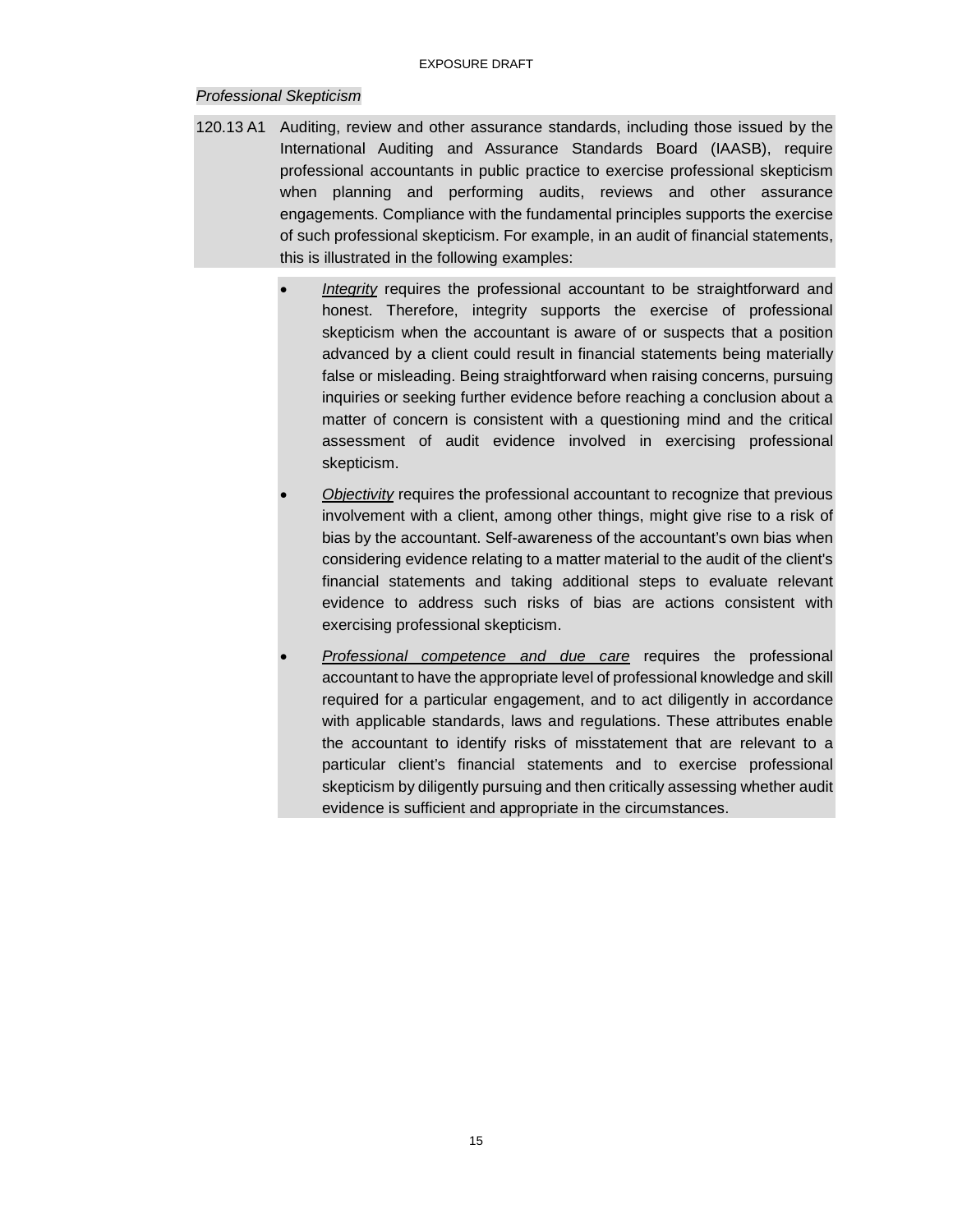*Professional Skepticism*

120.13 A1 Auditing, review and other assurance standards, including those issued by the International Auditing and Assurance Standards Board (IAASB), require professional accountants in public practice to exercise professional skepticism when planning and performing audits, reviews and other assurance engagements. Compliance with the fundamental principles supports the exercise of such professional skepticism. For example, in an audit of financial statements, this is illustrated in the following examples:

- *Integrity* requires the professional accountant to be straightforward and honest. Therefore, integrity supports the exercise of professional skepticism when the accountant is aware of or suspects that a position advanced by a client could result in financial statements being materially false or misleading. Being straightforward when raising concerns, pursuing inquiries or seeking further evidence before reaching a conclusion about a matter of concern is consistent with a questioning mind and the critical assessment of audit evidence involved in exercising professional skepticism.
- *Objectivity* requires the professional accountant to recognize that previous involvement with a client, among other things, might give rise to a risk of bias by the accountant. Self-awareness of the accountant's own bias when considering evidence relating to a matter material to the audit of the client's financial statements and taking additional steps to evaluate relevant evidence to address such risks of bias are actions consistent with exercising professional skepticism.
- *Professional competence and due care* requires the professional accountant to have the appropriate level of professional knowledge and skill required for a particular engagement, and to act diligently in accordance with applicable standards, laws and regulations. These attributes enable the accountant to identify risks of misstatement that are relevant to a particular client's financial statements and to exercise professional skepticism by diligently pursuing and then critically assessing whether audit evidence is sufficient and appropriate in the circumstances.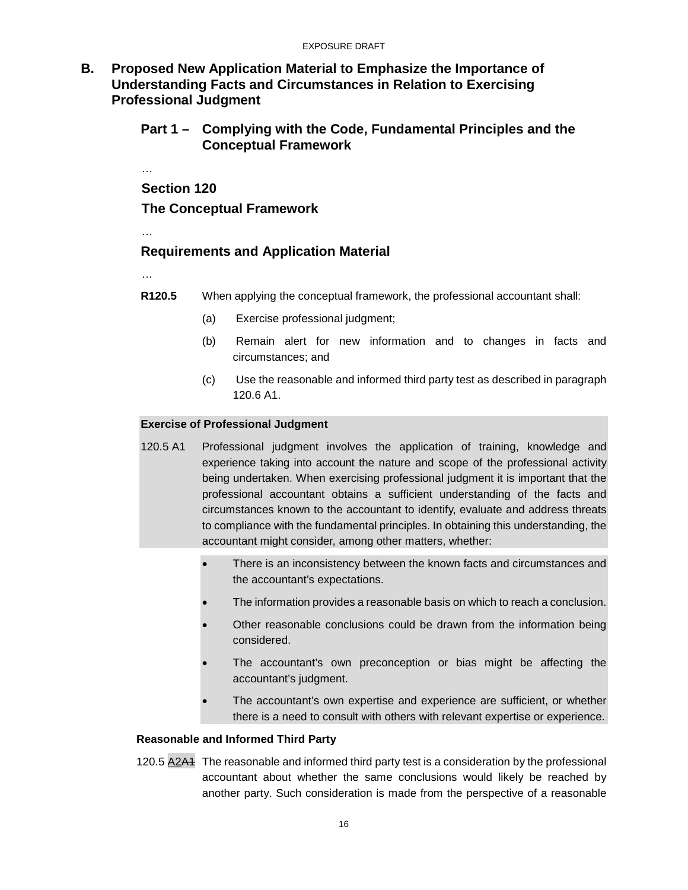## B. Proposed New Application Material to Emphasize the Importance of Understanding Facts and Circumstances in Relation to Exercising Professional Judgment

### Part 1 – Complying with the Code, Fundamental Principles and the Conceptual Framework

…

### Section 120

### The Conceptual Framework

…

### Requirements and Application Material

…

**R120.5** When applying the conceptual framework, the professional accountant shall:

(a) Exercise professional judgment;

(b) Remain alert for new information and to changes in facts and circumstances; and

(c) Use the reasonable and informed third party test as described in paragraph 120.6 A1.

**Exercise of Professional Judgment**

120.5 A1 Professional judgment involves the application of training, knowledge and experience taking into account the nature and scope of the professional activity being undertaken. When exercising professional judgment it is important that the professional accountant obtains a sufficient understanding of the facts and circumstances known to the accountant to identify, evaluate and address threats to compliance with the fundamental principles. In obtaining this understanding, the accountant might consider, among other matters, whether:

- There is an inconsistency between the known facts and circumstances and the accountant's expectations.
- The information provides a reasonable basis on which to reach a conclusion.
- Other reasonable conclusions could be drawn from the information being considered.
- The accountant's own preconception or bias might be affecting the accountant's judgment.
- The accountant's own expertise and experience are sufficient, or whether there is a need to consult with others with relevant expertise or experience.

**Reasonable and Informed Third Party**

120.5 <u>A2</u>~~A1~~ The reasonable and informed third party test is a consideration by the professional accountant about whether the same conclusions would likely be reached by another party. Such consideration is made from the perspective of a reasonable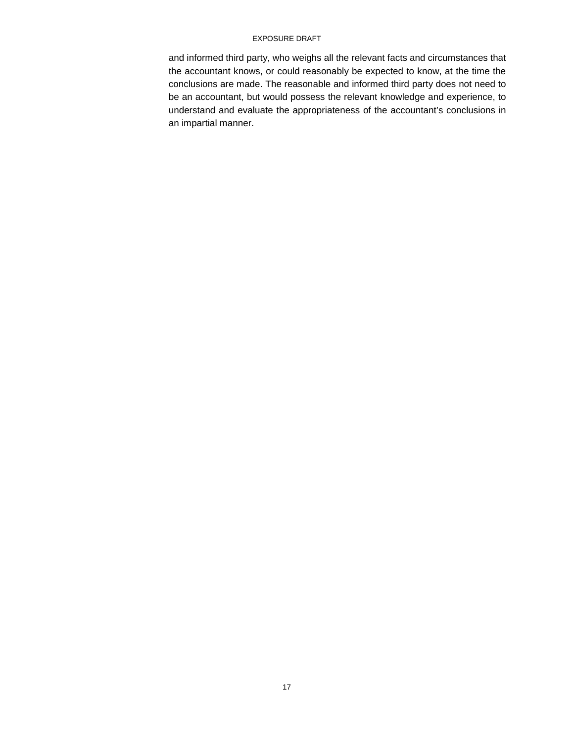and informed third party, who weighs all the relevant facts and circumstances that the accountant knows, or could reasonably be expected to know, at the time the conclusions are made. The reasonable and informed third party does not need to be an accountant, but would possess the relevant knowledge and experience, to understand and evaluate the appropriateness of the accountant's conclusions in an impartial manner.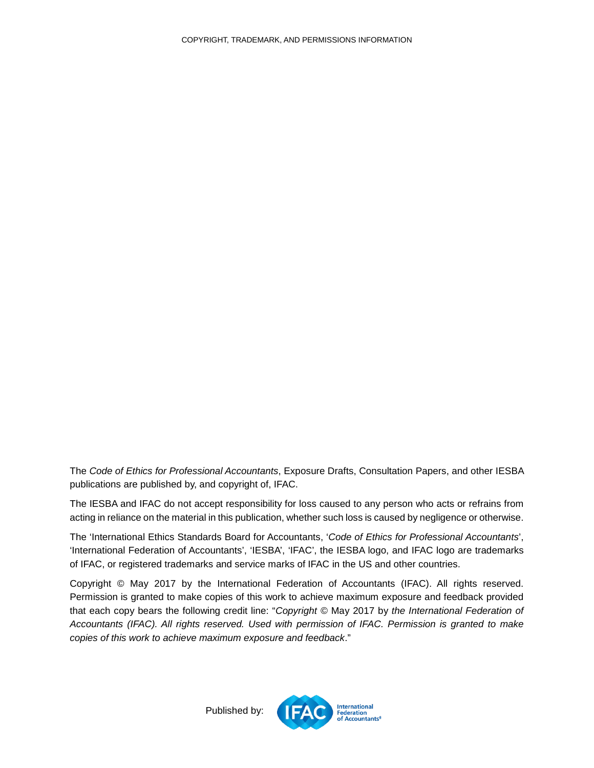COPYRIGHT, TRADEMARK, AND PERMISSIONS INFORMATION

The *Code of Ethics for Professional Accountants*, Exposure Drafts, Consultation Papers, and other IESBA publications are published by, and copyright of, IFAC.

The IESBA and IFAC do not accept responsibility for loss caused to any person who acts or refrains from acting in reliance on the material in this publication, whether such loss is caused by negligence or otherwise.

The 'International Ethics Standards Board for Accountants, '*Code of Ethics for Professional Accountants*', 'International Federation of Accountants', 'IESBA', 'IFAC', the IESBA logo, and IFAC logo are trademarks of IFAC, or registered trademarks and service marks of IFAC in the US and other countries.

Copyright © May 2017 by the International Federation of Accountants (IFAC). All rights reserved. Permission is granted to make copies of this work to achieve maximum exposure and feedback provided that each copy bears the following credit line: "*Copyright* © May 2017 by *the International Federation of Accountants (IFAC). All rights reserved. Used with permission of IFAC. Permission is granted to make copies of this work to achieve maximum exposure and feedback*."

Published by: IFAC International Federation of Accountants®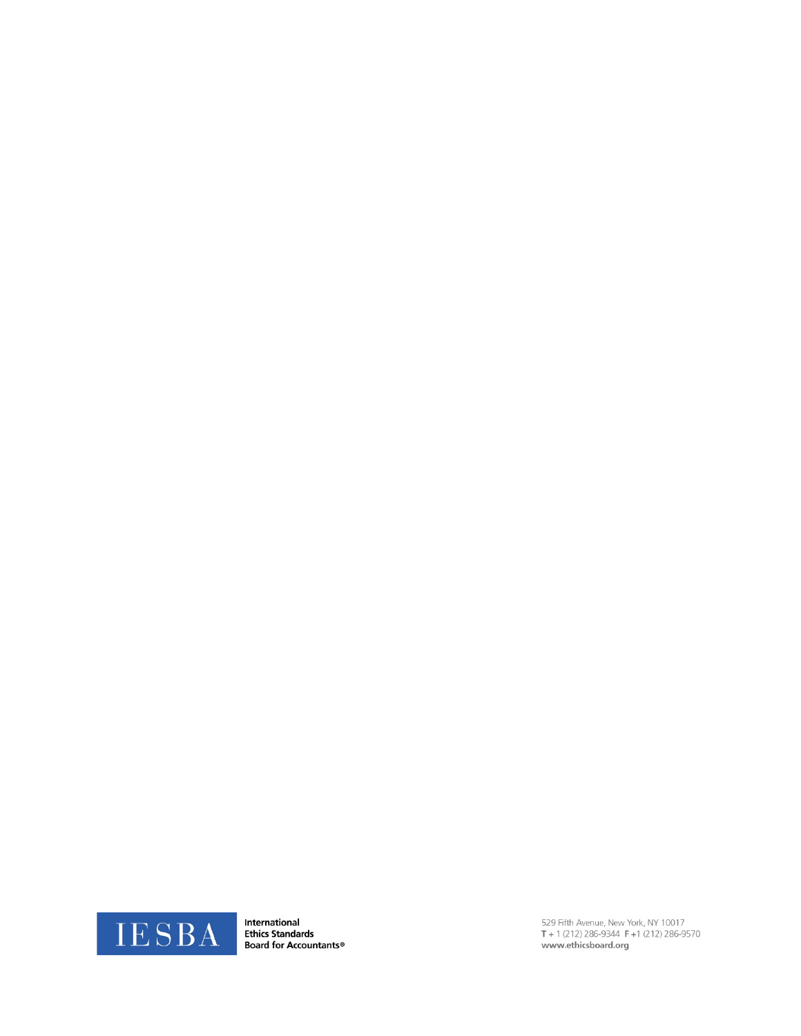IESBA

**International Ethics Standards Board for Accountants®**

529 Fifth Avenue, New York, NY 10017
**T** + 1 (212) 286-9344 **F** +1 (212) 286-9570
**www.ethicsboard.org**